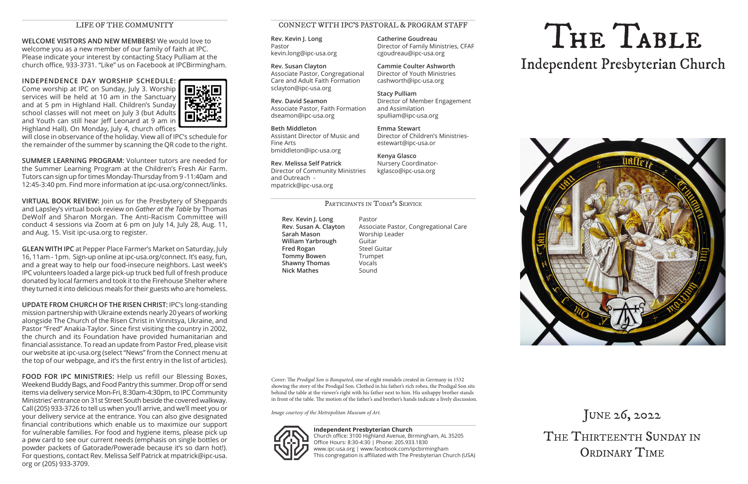## LIFE OF THE COMMUNITY

**WELCOME VISITORS AND NEW MEMBERS!** We would love to welcome you as a new member of our family of faith at IPC. Please indicate your interest by contacting Stacy Pulliam at the church office, 933-3731. "Like" us on Facebook at IPCBirmingham.

**INDEPENDENCE DAY WORSHIP SCHEDULE:** Come worship at IPC on Sunday, July 3. Worship services will be held at 10 am in the Sanctuary and at 5 pm in Highland Hall. Children's Sunday school classes will not meet on July 3 (but Adults and Youth can still hear Jeff Leonard at 9 am in Highland Hall). On Monday, July 4, church offices will close in observance of the holiday. View all of IPC's schedule for the remainder of the summer by scanning the QR code to the right.

**SUMMER LEARNING PROGRAM:** Volunteer tutors are needed for the Summer Learning Program at the Children's Fresh Air Farm. Tutors can sign up for times Monday-Thursday from 9 -11:40am and 12:45-3:40 pm. Find more information at ipc-usa.org/connect/links.

**VIRTUAL BOOK REVIEW:** Join us for the Presbytery of Sheppards and Lapsley's virtual book review on *Gather at the Table* by Thomas DeWolf and Sharon Morgan. The Anti-Racism Committee will conduct 4 sessions via Zoom at 6 pm on July 14, July 28, Aug. 11, and Aug. 15. Visit ipc-usa.org to register.

**GLEAN WITH IPC** at Pepper Place Farmer's Market on Saturday, July 16, 11am - 1pm. Sign-up online at ipc-usa.org/connect. It's easy, fun, and a great way to help our food-insecure neighbors. Last week's IPC volunteers loaded a large pick-up truck bed full of fresh produce donated by local farmers and took it to the Firehouse Shelter where they turned it into delicious meals for their guests who are homeless.

**UPDATE FROM CHURCH OF THE RISEN CHRIST:** IPC's long-standing mission partnership with Ukraine extends nearly 20 years of working alongside The Church of the Risen Christ in Vinnitsya, Ukraine, and Pastor "Fred" Anakia-Taylor. Since first visiting the country in 2002, the church and its Foundation have provided humanitarian and financial assistance. To read an update from Pastor Fred, please visit our website at ipc-usa.org (select "News" from the Connect menu at the top of our webpage, and it's the first entry in the list of articles).

**FOOD FOR IPC MINISTRIES:** Help us refill our Blessing Boxes, Weekend Buddy Bags, and Food Pantry this summer. Drop off or send items via delivery service Mon-Fri, 8:30am-4:30pm, to IPC Community Ministries' entrance on 31st Street South beside the covered walkway. Call (205) 933-3726 to tell us when you'll arrive, and we'll meet you or your delivery service at the entrance. You can also give designated financial contributions which enable us to maximize our support for vulnerable families. For food and hygiene items, please pick up a pew card to see our current needs (emphasis on single bottles or powder packets of Gatorade/Powerade because it's so darn hot!). For questions, contact Rev. Melissa Self Patrick at mpatrick@ipc-usa.org or (205) 933-3709.

## CONNECT WITH IPC'S PASTORAL & PROGRAM STAFF

**Rev. Kevin J. Long**
Pastor
kevin.long@ipc-usa.org

**Rev. Susan Clayton**
Associate Pastor, Congregational Care and Adult Faith Formation
sclayton@ipc-usa.org

**Rev. David Seamon**
Associate Pastor, Faith Formation
dseamon@ipc-usa.org

**Beth Middleton**
Assistant Director of Music and Fine Arts
bmiddleton@ipc-usa.org

**Rev. Melissa Self Patrick**
Director of Community Ministries and Outreach -
mpatrick@ipc-usa.org

**Catherine Goudreau**
Director of Family Ministries, CFAF
cgoudreau@ipc-usa.org

**Cammie Coulter Ashworth**
Director of Youth Ministries
cashworth@ipc-usa.org

**Stacy Pulliam**
Director of Member Engagement and Assimilation
spulliam@ipc-usa.org

**Emma Stewart**
Director of Children's Ministries-
estewart@ipc-usa.or

**Kenya Glasco**
Nursery Coordinator-
kglasco@ipc-usa.org

## PARTICIPANTS IN TODAY'S SERVICE

| | |
|---|---|
| **Rev. Kevin J. Long** | Pastor |
| **Rev. Susan A. Clayton** | Associate Pastor, Congregational Care |
| **Sarah Mason** | Worship Leader |
| **William Yarbrough** | Guitar |
| **Fred Rogan** | Steel Guitar |
| **Tommy Bowen** | Trumpet |
| **Shawny Thomas** | Vocals |
| **Nick Mathes** | Sound |

Cover: The *Prodigal Son is Banqueted*, one of eight roundels created in Germany in 1532 showing the story of the Prodigal Son. Clothed in his father's rich robes, the Prodigal Son sits behind the table at the viewer's right with his father next to him. His unhappy brother stands in front of the table. The motion of the father's and brother's hands indicate a lively discussion.

*Image courtesy of the Metropolitan Museum of Art.*

**Independent Presbyterian Church**
Church office: 3100 Highland Avenue, Birmingham, AL 35205
Office Hours: 8:30-4:30 | Phone: 205.933.1830
www.ipc-usa.org | www.facebook.com/ipcbirmingham
This congregation is affiliated with The Presbyterian Church (USA)

# THE TABLE

## Independent Presbyterian Church

## JUNE 26, 2022

## THE THIRTEENTH SUNDAY IN ORDINARY TIME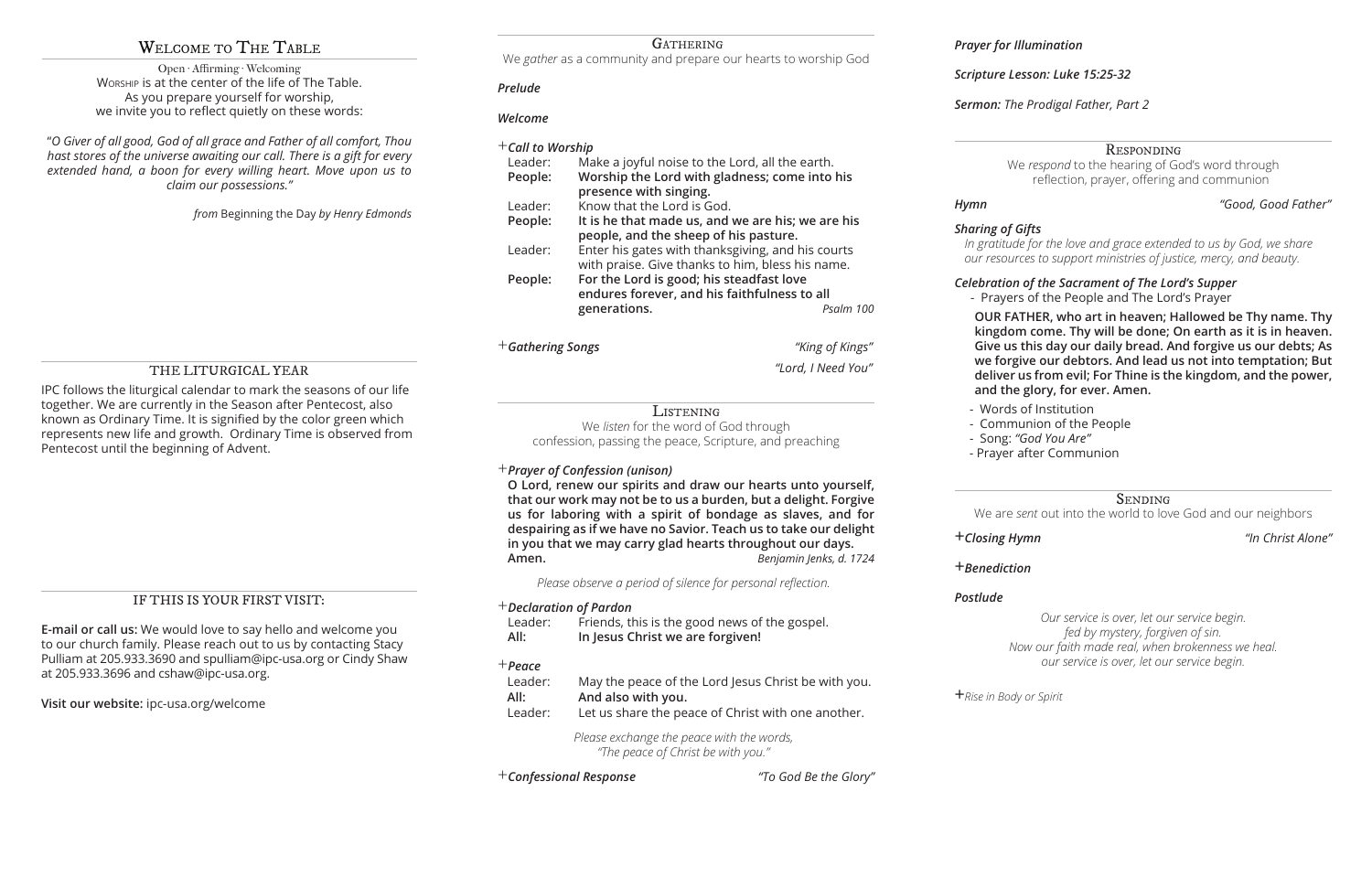## Welcome to The Table

Open · Affirming · Welcoming

Worship is at the center of the life of The Table. As you prepare yourself for worship, we invite you to reflect quietly on these words:

"*O Giver of all good, God of all grace and Father of all comfort, Thou hast stores of the universe awaiting our call. There is a gift for every extended hand, a boon for every willing heart. Move upon us to claim our possessions.*"

*from* Beginning the Day *by Henry Edmonds*

## THE LITURGICAL YEAR

IPC follows the liturgical calendar to mark the seasons of our life together. We are currently in the Season after Pentecost, also known as Ordinary Time. It is signified by the color green which represents new life and growth. Ordinary Time is observed from Pentecost until the beginning of Advent.

## IF THIS IS YOUR FIRST VISIT:

**E-mail or call us:** We would love to say hello and welcome you to our church family. Please reach out to us by contacting Stacy Pulliam at 205.933.3690 and spulliam@ipc-usa.org or Cindy Shaw at 205.933.3696 and cshaw@ipc-usa.org.

**Visit our website:** ipc-usa.org/welcome

## Gathering

We *gather* as a community and prepare our hearts to worship God

***Prelude***

***Welcome***

+***Call to Worship***

Leader: Make a joyful noise to the Lord, all the earth.
**People: Worship the Lord with gladness; come into his presence with singing.**
Leader: Know that the Lord is God.
**People: It is he that made us, and we are his; we are his people, and the sheep of his pasture.**
Leader: Enter his gates with thanksgiving, and his courts with praise. Give thanks to him, bless his name.
**People: For the Lord is good; his steadfast love endures forever, and his faithfulness to all generations.**

*Psalm 100*

+***Gathering Songs*** *"King of Kings"*
*"Lord, I Need You"*

## Listening

We *listen* for the word of God through confession, passing the peace, Scripture, and preaching

+***Prayer of Confession (unison)***

**O Lord, renew our spirits and draw our hearts unto yourself, that our work may not be to us a burden, but a delight. Forgive us for laboring with a spirit of bondage as slaves, and for despairing as if we have no Savior. Teach us to take our delight in you that we may carry glad hearts throughout our days. Amen.**

*Benjamin Jenks, d. 1724*

*Please observe a period of silence for personal reflection.*

+***Declaration of Pardon***

Leader: Friends, this is the good news of the gospel.
**All: In Jesus Christ we are forgiven!**

+***Peace***

Leader: May the peace of the Lord Jesus Christ be with you.
**All: And also with you.**
Leader: Let us share the peace of Christ with one another.

*Please exchange the peace with the words, "The peace of Christ be with you."*

+***Confessional Response*** *"To God Be the Glory"*

***Prayer for Illumination***

***Scripture Lesson: Luke 15:25-32***

***Sermon:*** *The Prodigal Father, Part 2*

## Responding

We *respond* to the hearing of God's word through reflection, prayer, offering and communion

***Hymn*** *"Good, Good Father"*

***Sharing of Gifts***

*In gratitude for the love and grace extended to us by God, we share our resources to support ministries of justice, mercy, and beauty.*

***Celebration of the Sacrament of The Lord's Supper***

- Prayers of the People and The Lord's Prayer

**OUR FATHER, who art in heaven; Hallowed be Thy name. Thy kingdom come. Thy will be done; On earth as it is in heaven. Give us this day our daily bread. And forgive us our debts; As we forgive our debtors. And lead us not into temptation; But deliver us from evil; For Thine is the kingdom, and the power, and the glory, for ever. Amen.**

- Words of Institution
- Communion of the People
- Song: *"God You Are"*
- Prayer after Communion

## Sending

We are *sent* out into the world to love God and our neighbors

+***Closing Hymn*** *"In Christ Alone"*

+***Benediction***

***Postlude***

*Our service is over, let our service begin.*
*fed by mystery, forgiven of sin.*
*Now our faith made real, when brokenness we heal.*
*our service is over, let our service begin.*

+*Rise in Body or Spirit*